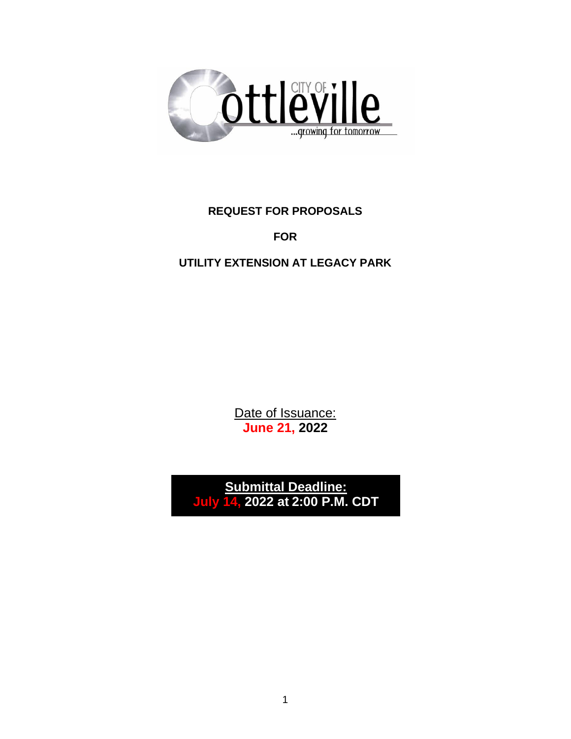# REQUEST FOR PROPOSALS

## FOR

## UTILITY EXTENSION AT LEGACY PARK

Date of Issuance:
**June 21, 2022**

**Submittal Deadline:**
**July 14, 2022 at 2:00 P.M. CDT**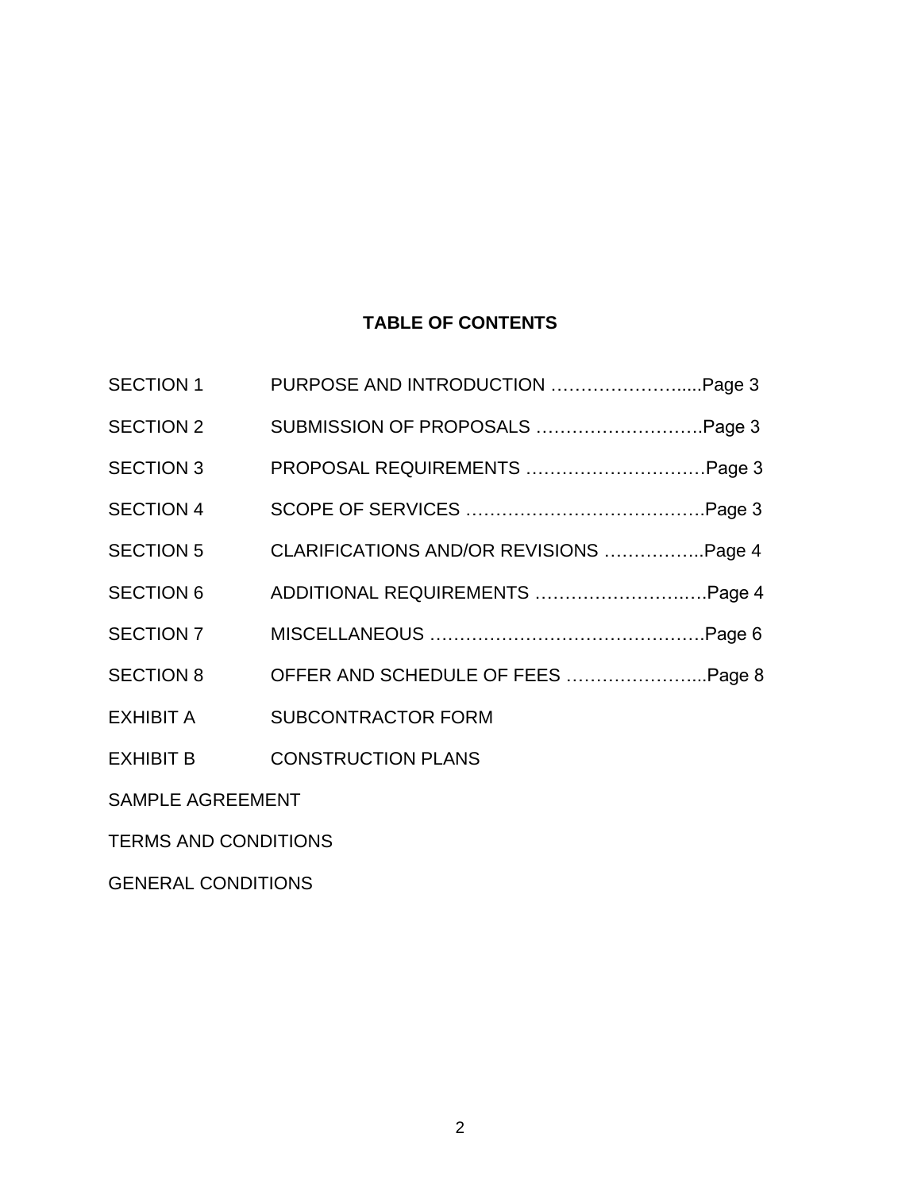# TABLE OF CONTENTS

| | | |
|---|---|---|
| SECTION 1 | PURPOSE AND INTRODUCTION | Page 3 |
| SECTION 2 | SUBMISSION OF PROPOSALS | Page 3 |
| SECTION 3 | PROPOSAL REQUIREMENTS | Page 3 |
| SECTION 4 | SCOPE OF SERVICES | Page 3 |
| SECTION 5 | CLARIFICATIONS AND/OR REVISIONS | Page 4 |
| SECTION 6 | ADDITIONAL REQUIREMENTS | Page 4 |
| SECTION 7 | MISCELLANEOUS | Page 6 |
| SECTION 8 | OFFER AND SCHEDULE OF FEES | Page 8 |
| EXHIBIT A | SUBCONTRACTOR FORM | |
| EXHIBIT B | CONSTRUCTION PLANS | |

SAMPLE AGREEMENT

TERMS AND CONDITIONS

GENERAL CONDITIONS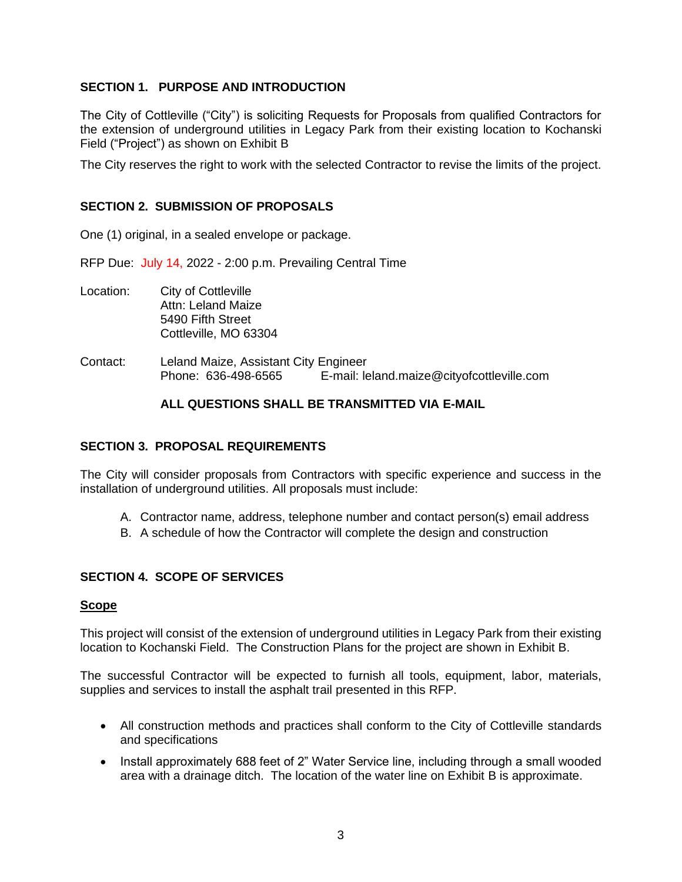## SECTION 1. PURPOSE AND INTRODUCTION

The City of Cottleville ("City") is soliciting Requests for Proposals from qualified Contractors for the extension of underground utilities in Legacy Park from their existing location to Kochanski Field ("Project") as shown on Exhibit B

The City reserves the right to work with the selected Contractor to revise the limits of the project.

## SECTION 2. SUBMISSION OF PROPOSALS

One (1) original, in a sealed envelope or package.

RFP Due: July 14, 2022 - 2:00 p.m. Prevailing Central Time

Location: City of Cottleville
Attn: Leland Maize
5490 Fifth Street
Cottleville, MO 63304

Contact: Leland Maize, Assistant City Engineer
Phone: 636-498-6565 E-mail: leland.maize@cityofcottleville.com

**ALL QUESTIONS SHALL BE TRANSMITTED VIA E-MAIL**

## SECTION 3. PROPOSAL REQUIREMENTS

The City will consider proposals from Contractors with specific experience and success in the installation of underground utilities. All proposals must include:

A. Contractor name, address, telephone number and contact person(s) email address
B. A schedule of how the Contractor will complete the design and construction

## SECTION 4. SCOPE OF SERVICES

### Scope

This project will consist of the extension of underground utilities in Legacy Park from their existing location to Kochanski Field. The Construction Plans for the project are shown in Exhibit B.

The successful Contractor will be expected to furnish all tools, equipment, labor, materials, supplies and services to install the asphalt trail presented in this RFP.

- All construction methods and practices shall conform to the City of Cottleville standards and specifications
- Install approximately 688 feet of 2" Water Service line, including through a small wooded area with a drainage ditch. The location of the water line on Exhibit B is approximate.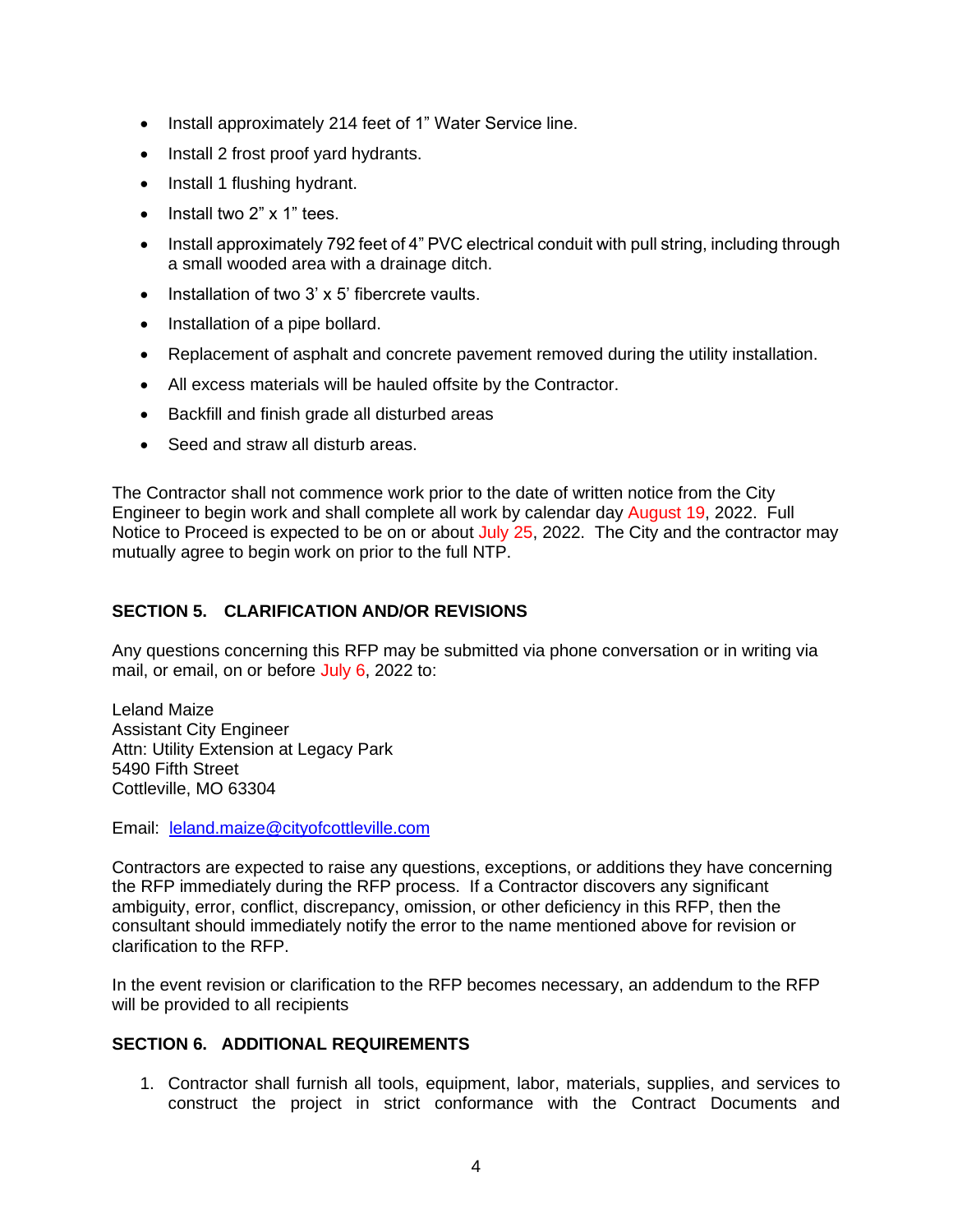- Install approximately 214 feet of 1" Water Service line.
- Install 2 frost proof yard hydrants.
- Install 1 flushing hydrant.
- Install two 2" x 1" tees.
- Install approximately 792 feet of 4" PVC electrical conduit with pull string, including through a small wooded area with a drainage ditch.
- Installation of two 3' x 5' fibercrete vaults.
- Installation of a pipe bollard.
- Replacement of asphalt and concrete pavement removed during the utility installation.
- All excess materials will be hauled offsite by the Contractor.
- Backfill and finish grade all disturbed areas
- Seed and straw all disturb areas.

The Contractor shall not commence work prior to the date of written notice from the City Engineer to begin work and shall complete all work by calendar day August 19, 2022. Full Notice to Proceed is expected to be on or about July 25, 2022. The City and the contractor may mutually agree to begin work on prior to the full NTP.

## SECTION 5. CLARIFICATION AND/OR REVISIONS

Any questions concerning this RFP may be submitted via phone conversation or in writing via mail, or email, on or before July 6, 2022 to:

Leland Maize  
Assistant City Engineer  
Attn: Utility Extension at Legacy Park  
5490 Fifth Street  
Cottleville, MO 63304

Email: leland.maize@cityofcottleville.com

Contractors are expected to raise any questions, exceptions, or additions they have concerning the RFP immediately during the RFP process. If a Contractor discovers any significant ambiguity, error, conflict, discrepancy, omission, or other deficiency in this RFP, then the consultant should immediately notify the error to the name mentioned above for revision or clarification to the RFP.

In the event revision or clarification to the RFP becomes necessary, an addendum to the RFP will be provided to all recipients

## SECTION 6. ADDITIONAL REQUIREMENTS

1. Contractor shall furnish all tools, equipment, labor, materials, supplies, and services to construct the project in strict conformance with the Contract Documents and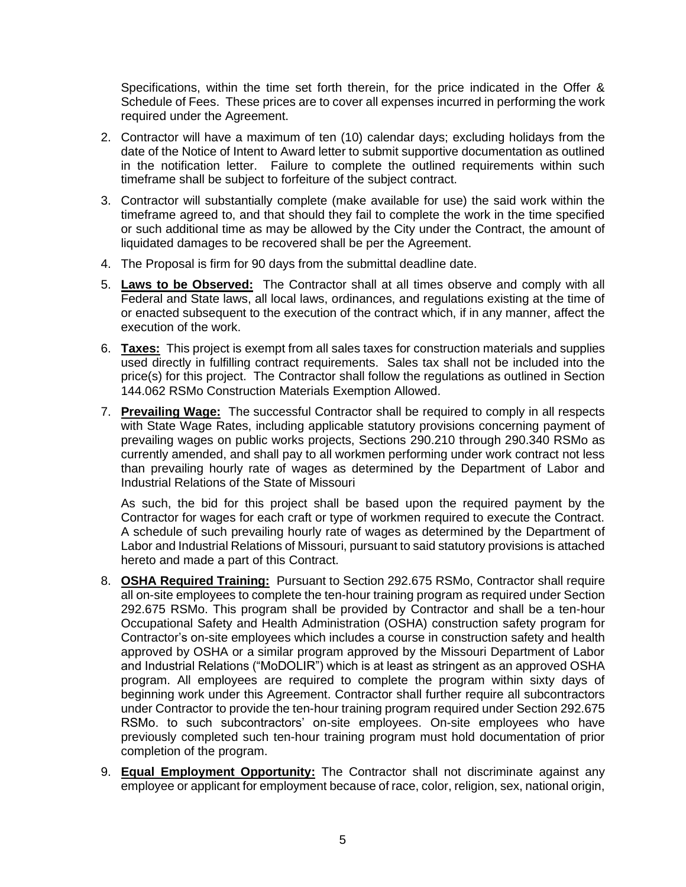Specifications, within the time set forth therein, for the price indicated in the Offer & Schedule of Fees. These prices are to cover all expenses incurred in performing the work required under the Agreement.

2. Contractor will have a maximum of ten (10) calendar days; excluding holidays from the date of the Notice of Intent to Award letter to submit supportive documentation as outlined in the notification letter. Failure to complete the outlined requirements within such timeframe shall be subject to forfeiture of the subject contract.
3. Contractor will substantially complete (make available for use) the said work within the timeframe agreed to, and that should they fail to complete the work in the time specified or such additional time as may be allowed by the City under the Contract, the amount of liquidated damages to be recovered shall be per the Agreement.
4. The Proposal is firm for 90 days from the submittal deadline date.
5. **Laws to be Observed:** The Contractor shall at all times observe and comply with all Federal and State laws, all local laws, ordinances, and regulations existing at the time of or enacted subsequent to the execution of the contract which, if in any manner, affect the execution of the work.
6. **Taxes:** This project is exempt from all sales taxes for construction materials and supplies used directly in fulfilling contract requirements. Sales tax shall not be included into the price(s) for this project. The Contractor shall follow the regulations as outlined in Section 144.062 RSMo Construction Materials Exemption Allowed.
7. **Prevailing Wage:** The successful Contractor shall be required to comply in all respects with State Wage Rates, including applicable statutory provisions concerning payment of prevailing wages on public works projects, Sections 290.210 through 290.340 RSMo as currently amended, and shall pay to all workmen performing under work contract not less than prevailing hourly rate of wages as determined by the Department of Labor and Industrial Relations of the State of Missouri

   As such, the bid for this project shall be based upon the required payment by the Contractor for wages for each craft or type of workmen required to execute the Contract. A schedule of such prevailing hourly rate of wages as determined by the Department of Labor and Industrial Relations of Missouri, pursuant to said statutory provisions is attached hereto and made a part of this Contract.
8. **OSHA Required Training:** Pursuant to Section 292.675 RSMo, Contractor shall require all on-site employees to complete the ten-hour training program as required under Section 292.675 RSMo. This program shall be provided by Contractor and shall be a ten-hour Occupational Safety and Health Administration (OSHA) construction safety program for Contractor's on-site employees which includes a course in construction safety and health approved by OSHA or a similar program approved by the Missouri Department of Labor and Industrial Relations ("MoDOLIR") which is at least as stringent as an approved OSHA program. All employees are required to complete the program within sixty days of beginning work under this Agreement. Contractor shall further require all subcontractors under Contractor to provide the ten-hour training program required under Section 292.675 RSMo. to such subcontractors' on-site employees. On-site employees who have previously completed such ten-hour training program must hold documentation of prior completion of the program.
9. **Equal Employment Opportunity:** The Contractor shall not discriminate against any employee or applicant for employment because of race, color, religion, sex, national origin,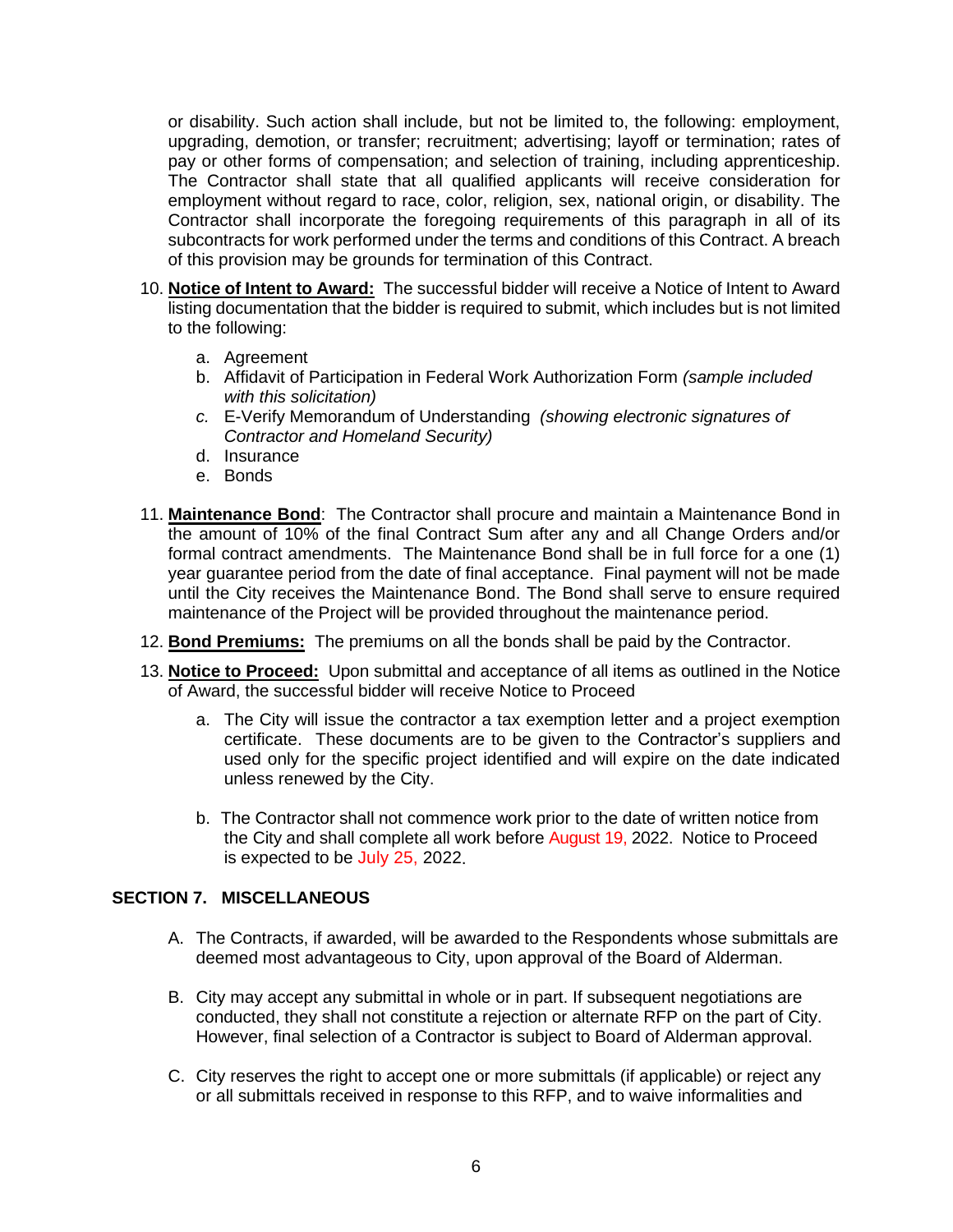or disability. Such action shall include, but not be limited to, the following: employment, upgrading, demotion, or transfer; recruitment; advertising; layoff or termination; rates of pay or other forms of compensation; and selection of training, including apprenticeship. The Contractor shall state that all qualified applicants will receive consideration for employment without regard to race, color, religion, sex, national origin, or disability. The Contractor shall incorporate the foregoing requirements of this paragraph in all of its subcontracts for work performed under the terms and conditions of this Contract. A breach of this provision may be grounds for termination of this Contract.

10. **Notice of Intent to Award:** The successful bidder will receive a Notice of Intent to Award listing documentation that the bidder is required to submit, which includes but is not limited to the following:

    a. Agreement
    b. Affidavit of Participation in Federal Work Authorization Form *(sample included with this solicitation)*
    c. E-Verify Memorandum of Understanding *(showing electronic signatures of Contractor and Homeland Security)*
    d. Insurance
    e. Bonds

11. **Maintenance Bond**: The Contractor shall procure and maintain a Maintenance Bond in the amount of 10% of the final Contract Sum after any and all Change Orders and/or formal contract amendments. The Maintenance Bond shall be in full force for a one (1) year guarantee period from the date of final acceptance. Final payment will not be made until the City receives the Maintenance Bond. The Bond shall serve to ensure required maintenance of the Project will be provided throughout the maintenance period.

12. **Bond Premiums:** The premiums on all the bonds shall be paid by the Contractor.

13. **Notice to Proceed:** Upon submittal and acceptance of all items as outlined in the Notice of Award, the successful bidder will receive Notice to Proceed

    a. The City will issue the contractor a tax exemption letter and a project exemption certificate. These documents are to be given to the Contractor's suppliers and used only for the specific project identified and will expire on the date indicated unless renewed by the City.

    b. The Contractor shall not commence work prior to the date of written notice from the City and shall complete all work before August 19, 2022. Notice to Proceed is expected to be July 25, 2022.

## SECTION 7. MISCELLANEOUS

A. The Contracts, if awarded, will be awarded to the Respondents whose submittals are deemed most advantageous to City, upon approval of the Board of Alderman.

B. City may accept any submittal in whole or in part. If subsequent negotiations are conducted, they shall not constitute a rejection or alternate RFP on the part of City. However, final selection of a Contractor is subject to Board of Alderman approval.

C. City reserves the right to accept one or more submittals (if applicable) or reject any or all submittals received in response to this RFP, and to waive informalities and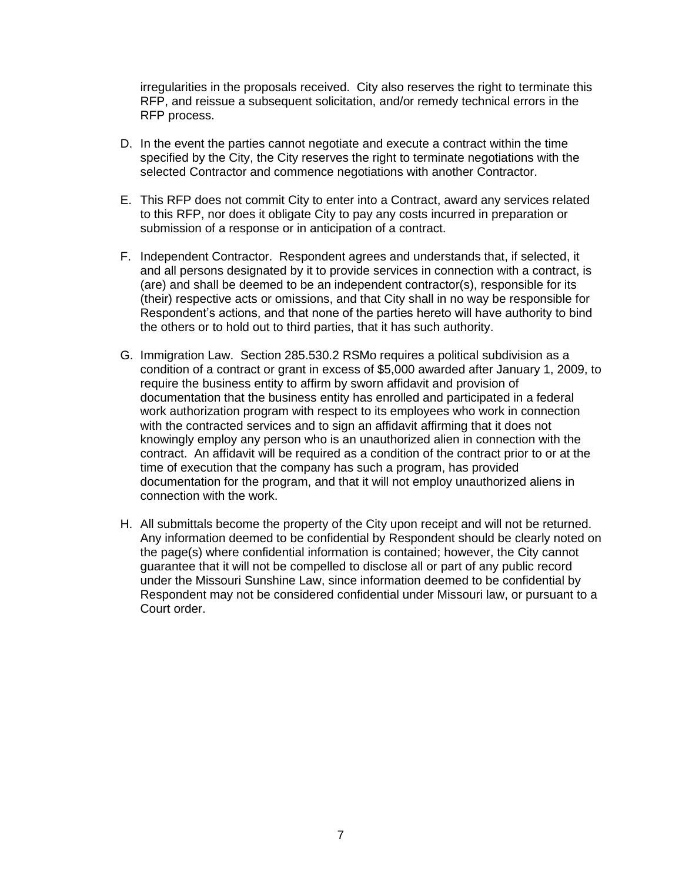irregularities in the proposals received. City also reserves the right to terminate this RFP, and reissue a subsequent solicitation, and/or remedy technical errors in the RFP process.

D. In the event the parties cannot negotiate and execute a contract within the time specified by the City, the City reserves the right to terminate negotiations with the selected Contractor and commence negotiations with another Contractor.

E. This RFP does not commit City to enter into a Contract, award any services related to this RFP, nor does it obligate City to pay any costs incurred in preparation or submission of a response or in anticipation of a contract.

F. Independent Contractor. Respondent agrees and understands that, if selected, it and all persons designated by it to provide services in connection with a contract, is (are) and shall be deemed to be an independent contractor(s), responsible for its (their) respective acts or omissions, and that City shall in no way be responsible for Respondent's actions, and that none of the parties hereto will have authority to bind the others or to hold out to third parties, that it has such authority.

G. Immigration Law. Section 285.530.2 RSMo requires a political subdivision as a condition of a contract or grant in excess of $5,000 awarded after January 1, 2009, to require the business entity to affirm by sworn affidavit and provision of documentation that the business entity has enrolled and participated in a federal work authorization program with respect to its employees who work in connection with the contracted services and to sign an affidavit affirming that it does not knowingly employ any person who is an unauthorized alien in connection with the contract. An affidavit will be required as a condition of the contract prior to or at the time of execution that the company has such a program, has provided documentation for the program, and that it will not employ unauthorized aliens in connection with the work.

H. All submittals become the property of the City upon receipt and will not be returned. Any information deemed to be confidential by Respondent should be clearly noted on the page(s) where confidential information is contained; however, the City cannot guarantee that it will not be compelled to disclose all or part of any public record under the Missouri Sunshine Law, since information deemed to be confidential by Respondent may not be considered confidential under Missouri law, or pursuant to a Court order.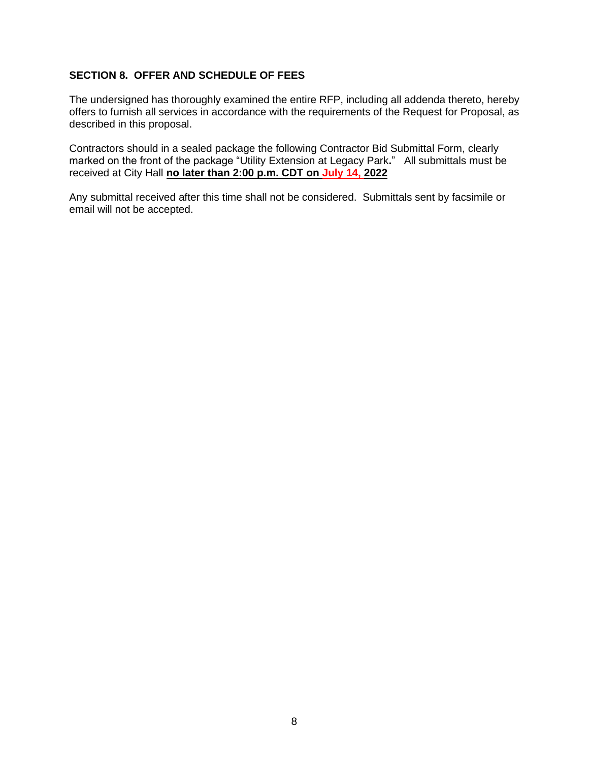## SECTION 8. OFFER AND SCHEDULE OF FEES

The undersigned has thoroughly examined the entire RFP, including all addenda thereto, hereby offers to furnish all services in accordance with the requirements of the Request for Proposal, as described in this proposal.

Contractors should in a sealed package the following Contractor Bid Submittal Form, clearly marked on the front of the package "Utility Extension at Legacy Park**.**" All submittals must be received at City Hall **no later than 2:00 p.m. CDT on July 14, 2022**

Any submittal received after this time shall not be considered. Submittals sent by facsimile or email will not be accepted.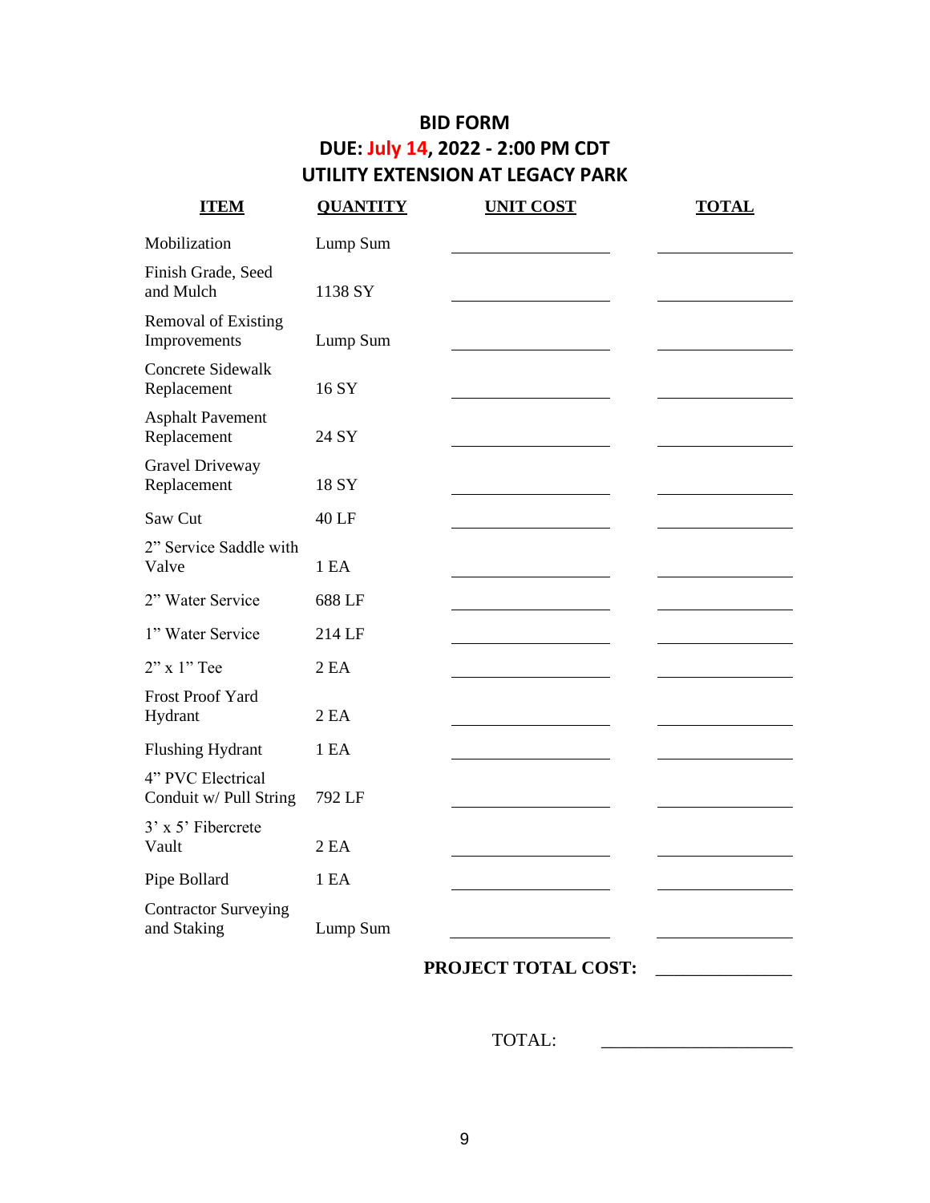## BID FORM
## DUE: July 14, 2022 - 2:00 PM CDT
## UTILITY EXTENSION AT LEGACY PARK

| ITEM | QUANTITY | UNIT COST | TOTAL |
|---|---|---|---|
| Mobilization | Lump Sum | | |
| Finish Grade, Seed and Mulch | 1138 SY | | |
| Removal of Existing Improvements | Lump Sum | | |
| Concrete Sidewalk Replacement | 16 SY | | |
| Asphalt Pavement Replacement | 24 SY | | |
| Gravel Driveway Replacement | 18 SY | | |
| Saw Cut | 40 LF | | |
| 2" Service Saddle with Valve | 1 EA | | |
| 2" Water Service | 688 LF | | |
| 1" Water Service | 214 LF | | |
| 2" x 1" Tee | 2 EA | | |
| Frost Proof Yard Hydrant | 2 EA | | |
| Flushing Hydrant | 1 EA | | |
| 4" PVC Electrical Conduit w/ Pull String | 792 LF | | |
| 3' x 5' Fibercrete Vault | 2 EA | | |
| Pipe Bollard | 1 EA | | |
| Contractor Surveying and Staking | Lump Sum | | |
| | | **PROJECT TOTAL COST:** | |

TOTAL: \_\_\_\_\_\_\_\_\_\_\_\_\_\_\_\_\_\_\_\_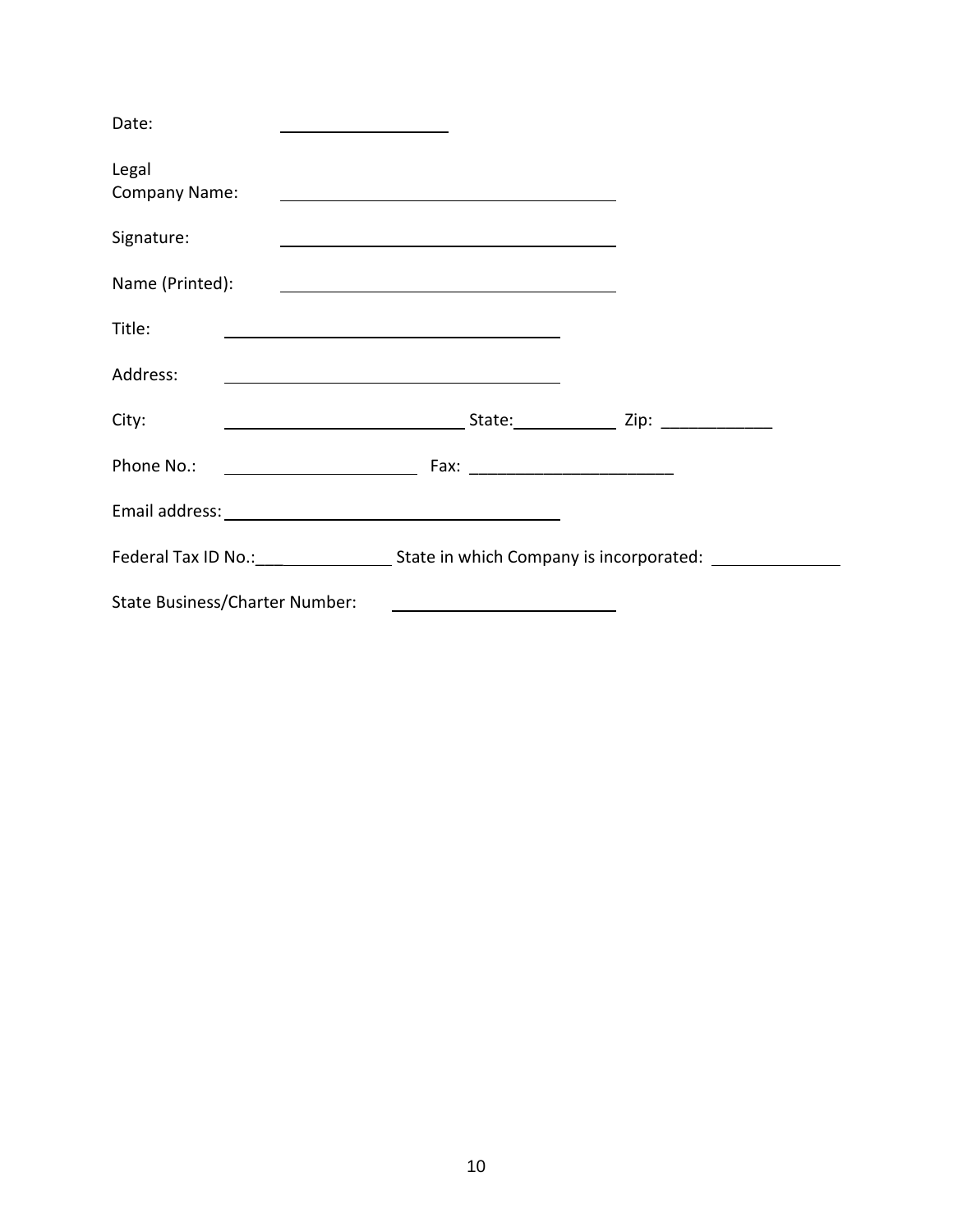Date: ____________________

Legal Company Name: ________________________________________

Signature: ________________________________________

Name (Printed): ________________________________________

Title: ________________________________________

Address: ________________________________________

City: ____________________________ State: ____________ Zip: ____________

Phone No.: ______________________ Fax: ______________________

Email address: ________________________________________

Federal Tax ID No.: ________________ State in which Company is incorporated: ________________

State Business/Charter Number: __________________________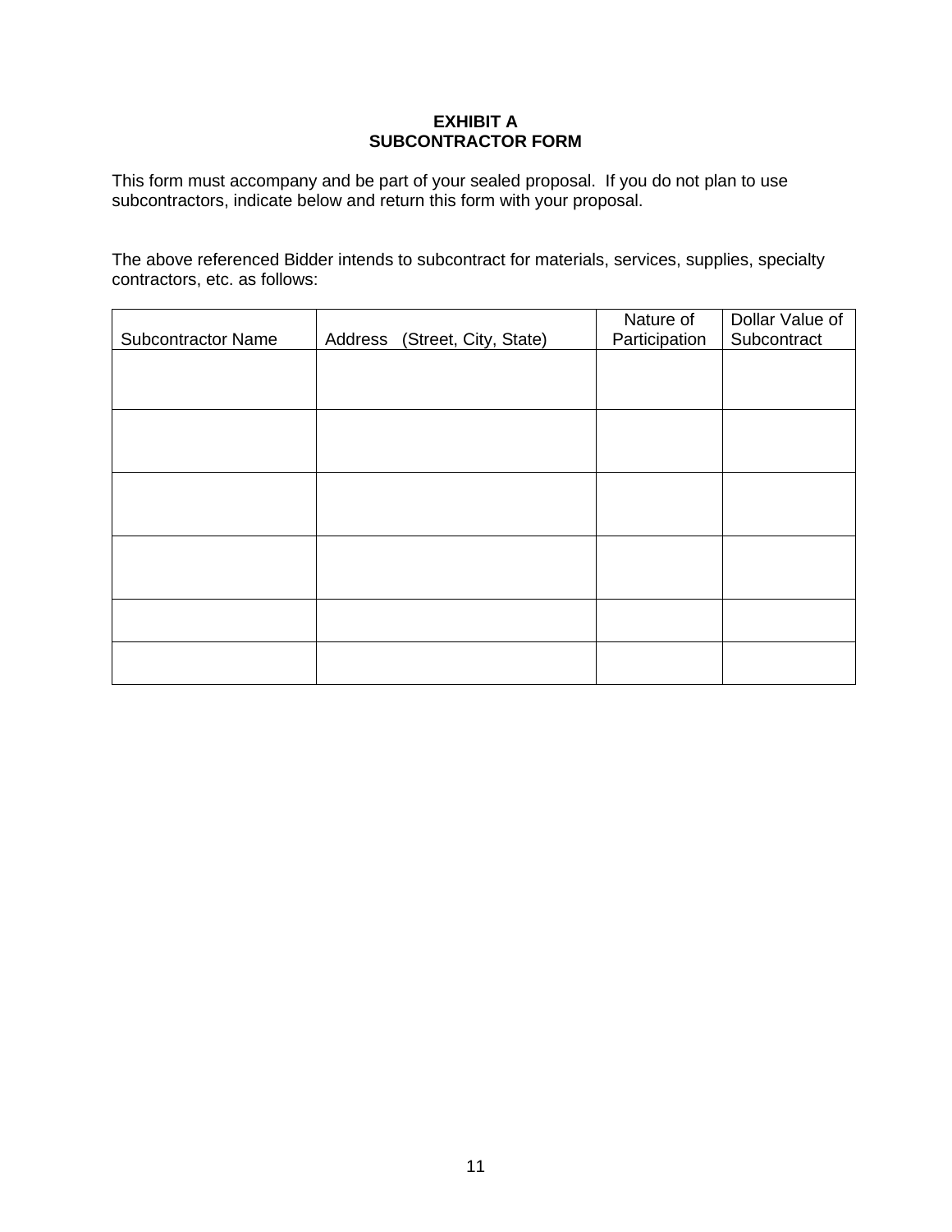**EXHIBIT A**
**SUBCONTRACTOR FORM**

This form must accompany and be part of your sealed proposal. If you do not plan to use subcontractors, indicate below and return this form with your proposal.

The above referenced Bidder intends to subcontract for materials, services, supplies, specialty contractors, etc. as follows:

| Subcontractor Name | Address (Street, City, State) | Nature of Participation | Dollar Value of Subcontract |
|---|---|---|---|
| | | | |
| | | | |
| | | | |
| | | | |
| | | | |
| | | | |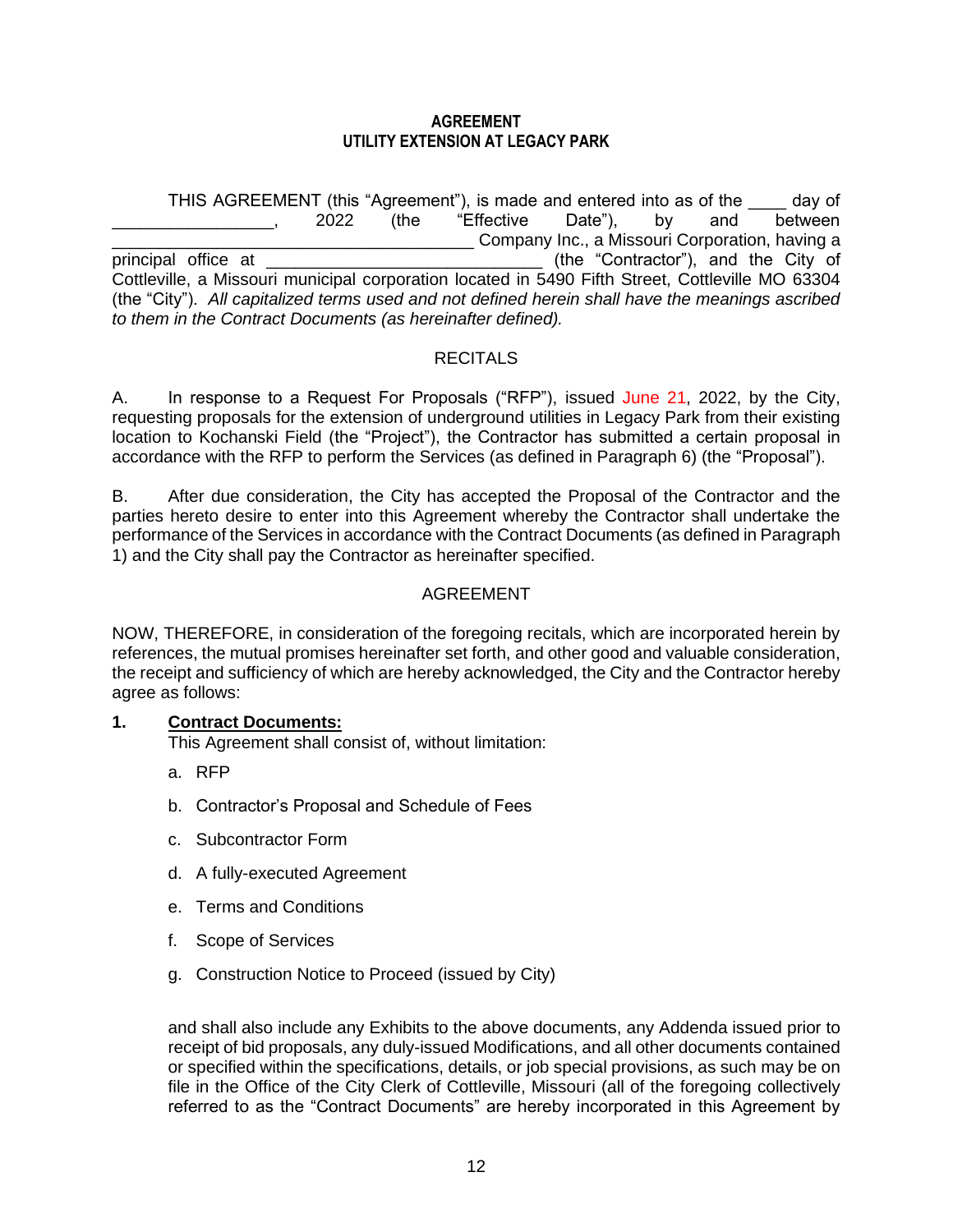**AGREEMENT**
**UTILITY EXTENSION AT LEGACY PARK**

THIS AGREEMENT (this "Agreement"), is made and entered into as of the ____ day of _________________, 2022 (the "Effective Date"), by and between ________________________________________ Company Inc., a Missouri Corporation, having a principal office at ______________________________ (the "Contractor"), and the City of Cottleville, a Missouri municipal corporation located in 5490 Fifth Street, Cottleville MO 63304 (the "City"). *All capitalized terms used and not defined herein shall have the meanings ascribed to them in the Contract Documents (as hereinafter defined).*

RECITALS

A. In response to a Request For Proposals ("RFP"), issued June 21, 2022, by the City, requesting proposals for the extension of underground utilities in Legacy Park from their existing location to Kochanski Field (the "Project"), the Contractor has submitted a certain proposal in accordance with the RFP to perform the Services (as defined in Paragraph 6) (the "Proposal").

B. After due consideration, the City has accepted the Proposal of the Contractor and the parties hereto desire to enter into this Agreement whereby the Contractor shall undertake the performance of the Services in accordance with the Contract Documents (as defined in Paragraph 1) and the City shall pay the Contractor as hereinafter specified.

AGREEMENT

NOW, THEREFORE, in consideration of the foregoing recitals, which are incorporated herein by references, the mutual promises hereinafter set forth, and other good and valuable consideration, the receipt and sufficiency of which are hereby acknowledged, the City and the Contractor hereby agree as follows:

**1. Contract Documents:**

This Agreement shall consist of, without limitation:

a. RFP

b. Contractor's Proposal and Schedule of Fees

c. Subcontractor Form

d. A fully-executed Agreement

e. Terms and Conditions

f. Scope of Services

g. Construction Notice to Proceed (issued by City)

and shall also include any Exhibits to the above documents, any Addenda issued prior to receipt of bid proposals, any duly-issued Modifications, and all other documents contained or specified within the specifications, details, or job special provisions, as such may be on file in the Office of the City Clerk of Cottleville, Missouri (all of the foregoing collectively referred to as the "Contract Documents" are hereby incorporated in this Agreement by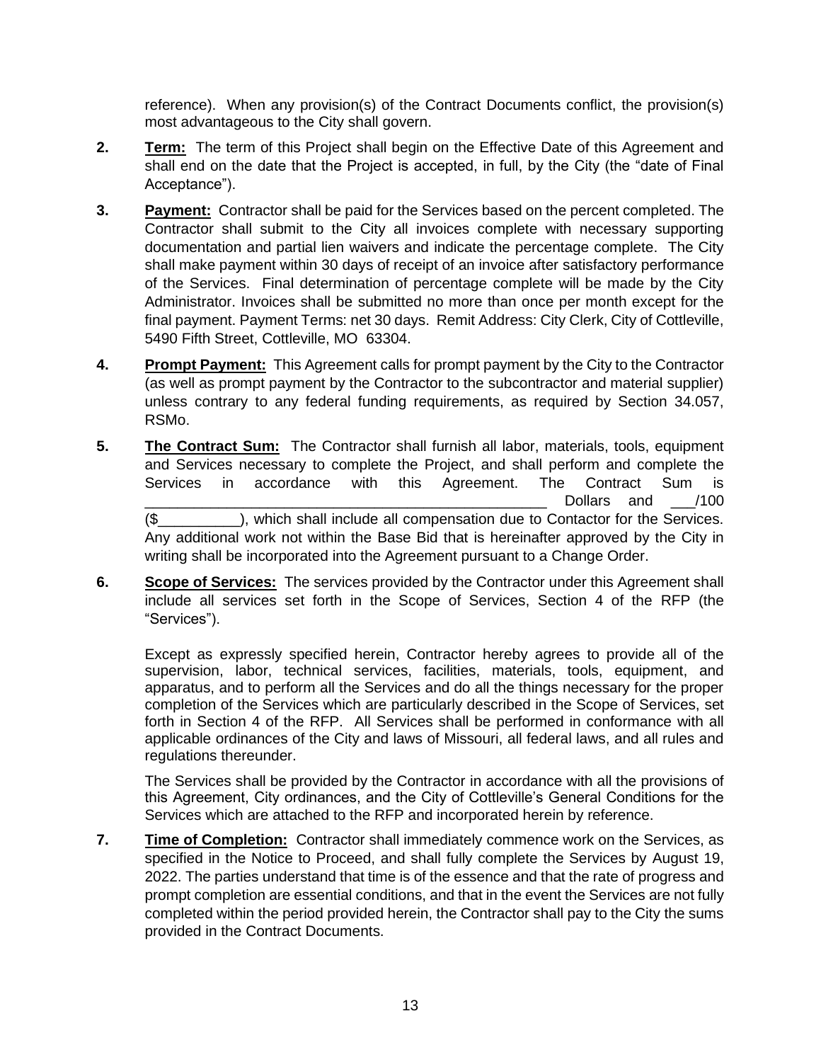reference). When any provision(s) of the Contract Documents conflict, the provision(s) most advantageous to the City shall govern.

**2.** **Term:** The term of this Project shall begin on the Effective Date of this Agreement and shall end on the date that the Project is accepted, in full, by the City (the "date of Final Acceptance").

**3.** **Payment:** Contractor shall be paid for the Services based on the percent completed. The Contractor shall submit to the City all invoices complete with necessary supporting documentation and partial lien waivers and indicate the percentage complete. The City shall make payment within 30 days of receipt of an invoice after satisfactory performance of the Services. Final determination of percentage complete will be made by the City Administrator. Invoices shall be submitted no more than once per month except for the final payment. Payment Terms: net 30 days. Remit Address: City Clerk, City of Cottleville, 5490 Fifth Street, Cottleville, MO 63304.

**4.** **Prompt Payment:** This Agreement calls for prompt payment by the City to the Contractor (as well as prompt payment by the Contractor to the subcontractor and material supplier) unless contrary to any federal funding requirements, as required by Section 34.057, RSMo.

**5.** **The Contract Sum:** The Contractor shall furnish all labor, materials, tools, equipment and Services necessary to complete the Project, and shall perform and complete the Services in accordance with this Agreement. The Contract Sum is \_\_\_\_\_\_\_\_\_\_\_\_\_\_\_\_\_\_\_\_\_\_\_\_\_\_\_\_\_\_\_\_\_\_\_\_\_\_\_\_\_\_\_\_\_\_\_\_\_ Dollars and \_\_\_/100 ($\_\_\_\_\_\_\_\_\_\_), which shall include all compensation due to Contactor for the Services. Any additional work not within the Base Bid that is hereinafter approved by the City in writing shall be incorporated into the Agreement pursuant to a Change Order.

**6.** **Scope of Services:** The services provided by the Contractor under this Agreement shall include all services set forth in the Scope of Services, Section 4 of the RFP (the "Services").

Except as expressly specified herein, Contractor hereby agrees to provide all of the supervision, labor, technical services, facilities, materials, tools, equipment, and apparatus, and to perform all the Services and do all the things necessary for the proper completion of the Services which are particularly described in the Scope of Services, set forth in Section 4 of the RFP. All Services shall be performed in conformance with all applicable ordinances of the City and laws of Missouri, all federal laws, and all rules and regulations thereunder.

The Services shall be provided by the Contractor in accordance with all the provisions of this Agreement, City ordinances, and the City of Cottleville's General Conditions for the Services which are attached to the RFP and incorporated herein by reference.

**7.** **Time of Completion:** Contractor shall immediately commence work on the Services, as specified in the Notice to Proceed, and shall fully complete the Services by August 19, 2022. The parties understand that time is of the essence and that the rate of progress and prompt completion are essential conditions, and that in the event the Services are not fully completed within the period provided herein, the Contractor shall pay to the City the sums provided in the Contract Documents.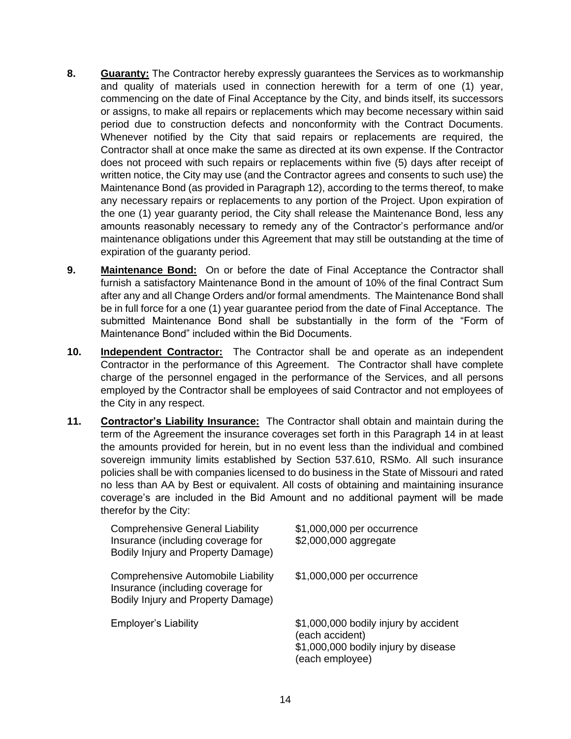**8.** **<u>Guaranty:</u>** The Contractor hereby expressly guarantees the Services as to workmanship and quality of materials used in connection herewith for a term of one (1) year, commencing on the date of Final Acceptance by the City, and binds itself, its successors or assigns, to make all repairs or replacements which may become necessary within said period due to construction defects and nonconformity with the Contract Documents. Whenever notified by the City that said repairs or replacements are required, the Contractor shall at once make the same as directed at its own expense. If the Contractor does not proceed with such repairs or replacements within five (5) days after receipt of written notice, the City may use (and the Contractor agrees and consents to such use) the Maintenance Bond (as provided in Paragraph 12), according to the terms thereof, to make any necessary repairs or replacements to any portion of the Project. Upon expiration of the one (1) year guaranty period, the City shall release the Maintenance Bond, less any amounts reasonably necessary to remedy any of the Contractor's performance and/or maintenance obligations under this Agreement that may still be outstanding at the time of expiration of the guaranty period.

**9.** **<u>Maintenance Bond:</u>** On or before the date of Final Acceptance the Contractor shall furnish a satisfactory Maintenance Bond in the amount of 10% of the final Contract Sum after any and all Change Orders and/or formal amendments. The Maintenance Bond shall be in full force for a one (1) year guarantee period from the date of Final Acceptance. The submitted Maintenance Bond shall be substantially in the form of the "Form of Maintenance Bond" included within the Bid Documents.

**10.** **<u>Independent Contractor:</u>** The Contractor shall be and operate as an independent Contractor in the performance of this Agreement. The Contractor shall have complete charge of the personnel engaged in the performance of the Services, and all persons employed by the Contractor shall be employees of said Contractor and not employees of the City in any respect.

**11.** **<u>Contractor's Liability Insurance:</u>** The Contractor shall obtain and maintain during the term of the Agreement the insurance coverages set forth in this Paragraph 14 in at least the amounts provided for herein, but in no event less than the individual and combined sovereign immunity limits established by Section 537.610, RSMo. All such insurance policies shall be with companies licensed to do business in the State of Missouri and rated no less than AA by Best or equivalent. All costs of obtaining and maintaining insurance coverage's are included in the Bid Amount and no additional payment will be made therefor by the City:

| | |
|---|---|
| Comprehensive General Liability Insurance (including coverage for Bodily Injury and Property Damage) | \$1,000,000 per occurrence<br>\$2,000,000 aggregate |
| Comprehensive Automobile Liability Insurance (including coverage for Bodily Injury and Property Damage) | \$1,000,000 per occurrence |
| Employer's Liability | \$1,000,000 bodily injury by accident (each accident)<br>\$1,000,000 bodily injury by disease (each employee) |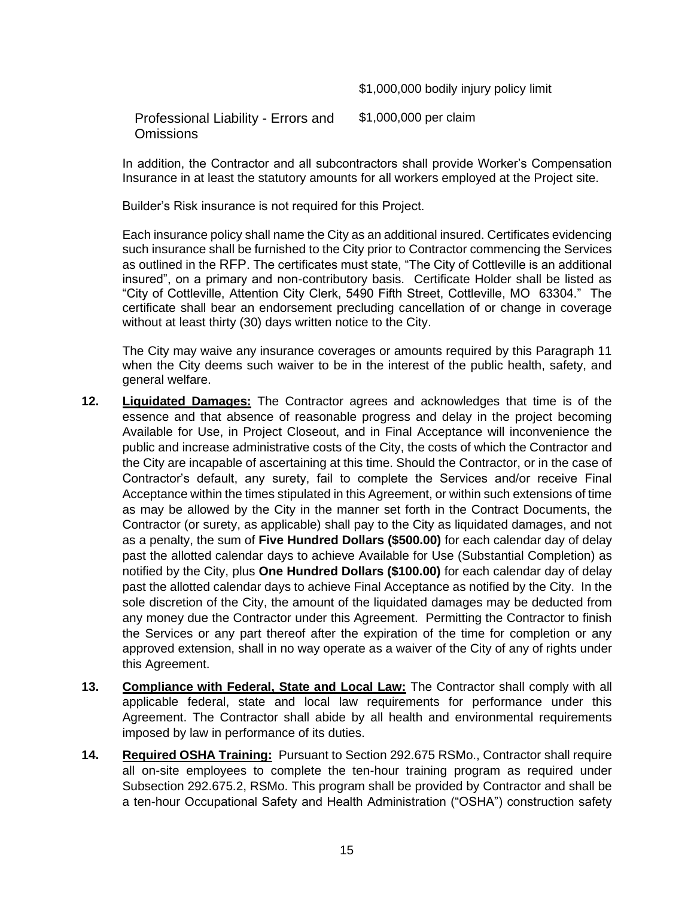| | |
|---|---|
| | $1,000,000 bodily injury policy limit |
| Professional Liability - Errors and Omissions | $1,000,000 per claim |

In addition, the Contractor and all subcontractors shall provide Worker's Compensation Insurance in at least the statutory amounts for all workers employed at the Project site.

Builder's Risk insurance is not required for this Project.

Each insurance policy shall name the City as an additional insured. Certificates evidencing such insurance shall be furnished to the City prior to Contractor commencing the Services as outlined in the RFP. The certificates must state, "The City of Cottleville is an additional insured", on a primary and non-contributory basis. Certificate Holder shall be listed as "City of Cottleville, Attention City Clerk, 5490 Fifth Street, Cottleville, MO 63304." The certificate shall bear an endorsement precluding cancellation of or change in coverage without at least thirty (30) days written notice to the City.

The City may waive any insurance coverages or amounts required by this Paragraph 11 when the City deems such waiver to be in the interest of the public health, safety, and general welfare.

**12.** **Liquidated Damages:** The Contractor agrees and acknowledges that time is of the essence and that absence of reasonable progress and delay in the project becoming Available for Use, in Project Closeout, and in Final Acceptance will inconvenience the public and increase administrative costs of the City, the costs of which the Contractor and the City are incapable of ascertaining at this time. Should the Contractor, or in the case of Contractor's default, any surety, fail to complete the Services and/or receive Final Acceptance within the times stipulated in this Agreement, or within such extensions of time as may be allowed by the City in the manner set forth in the Contract Documents, the Contractor (or surety, as applicable) shall pay to the City as liquidated damages, and not as a penalty, the sum of **Five Hundred Dollars ($500.00)** for each calendar day of delay past the allotted calendar days to achieve Available for Use (Substantial Completion) as notified by the City, plus **One Hundred Dollars ($100.00)** for each calendar day of delay past the allotted calendar days to achieve Final Acceptance as notified by the City. In the sole discretion of the City, the amount of the liquidated damages may be deducted from any money due the Contractor under this Agreement. Permitting the Contractor to finish the Services or any part thereof after the expiration of the time for completion or any approved extension, shall in no way operate as a waiver of the City of any of rights under this Agreement.

**13.** **Compliance with Federal, State and Local Law:** The Contractor shall comply with all applicable federal, state and local law requirements for performance under this Agreement. The Contractor shall abide by all health and environmental requirements imposed by law in performance of its duties.

**14.** **Required OSHA Training:** Pursuant to Section 292.675 RSMo., Contractor shall require all on-site employees to complete the ten-hour training program as required under Subsection 292.675.2, RSMo. This program shall be provided by Contractor and shall be a ten-hour Occupational Safety and Health Administration ("OSHA") construction safety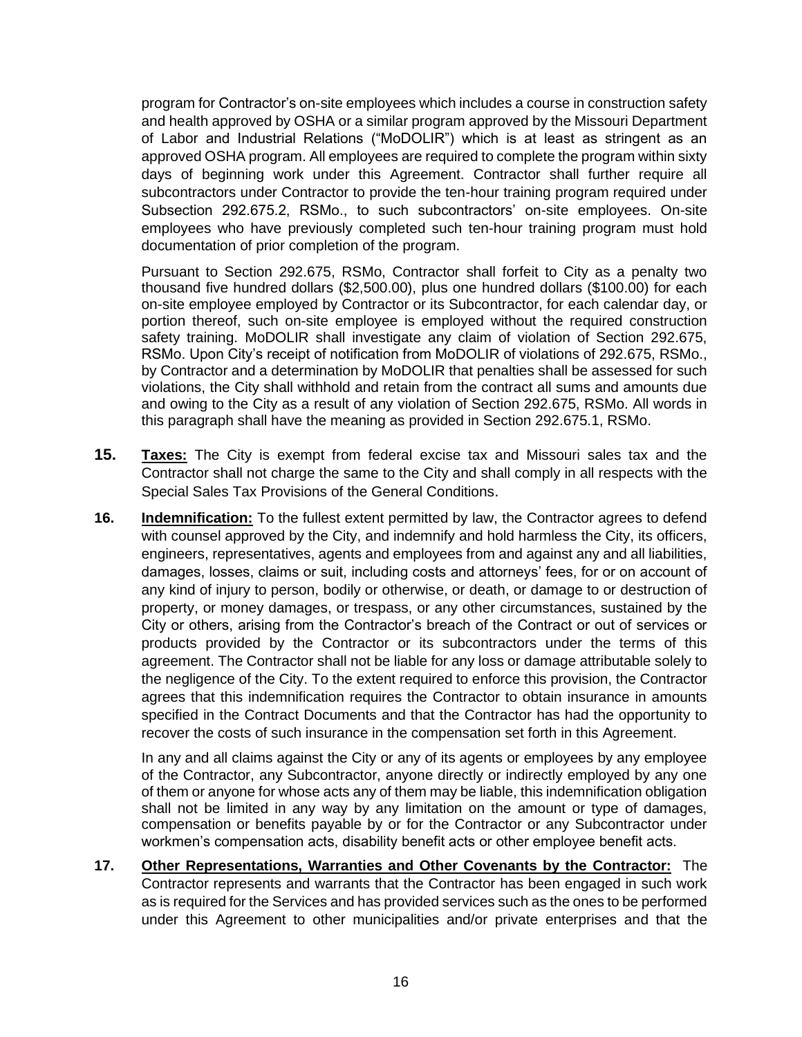program for Contractor's on-site employees which includes a course in construction safety and health approved by OSHA or a similar program approved by the Missouri Department of Labor and Industrial Relations ("MoDOLIR") which is at least as stringent as an approved OSHA program. All employees are required to complete the program within sixty days of beginning work under this Agreement. Contractor shall further require all subcontractors under Contractor to provide the ten-hour training program required under Subsection 292.675.2, RSMo., to such subcontractors' on-site employees. On-site employees who have previously completed such ten-hour training program must hold documentation of prior completion of the program.

Pursuant to Section 292.675, RSMo, Contractor shall forfeit to City as a penalty two thousand five hundred dollars ($2,500.00), plus one hundred dollars ($100.00) for each on-site employee employed by Contractor or its Subcontractor, for each calendar day, or portion thereof, such on-site employee is employed without the required construction safety training. MoDOLIR shall investigate any claim of violation of Section 292.675, RSMo. Upon City's receipt of notification from MoDOLIR of violations of 292.675, RSMo., by Contractor and a determination by MoDOLIR that penalties shall be assessed for such violations, the City shall withhold and retain from the contract all sums and amounts due and owing to the City as a result of any violation of Section 292.675, RSMo. All words in this paragraph shall have the meaning as provided in Section 292.675.1, RSMo.

**15.** **Taxes:** The City is exempt from federal excise tax and Missouri sales tax and the Contractor shall not charge the same to the City and shall comply in all respects with the Special Sales Tax Provisions of the General Conditions.

**16.** **Indemnification:** To the fullest extent permitted by law, the Contractor agrees to defend with counsel approved by the City, and indemnify and hold harmless the City, its officers, engineers, representatives, agents and employees from and against any and all liabilities, damages, losses, claims or suit, including costs and attorneys' fees, for or on account of any kind of injury to person, bodily or otherwise, or death, or damage to or destruction of property, or money damages, or trespass, or any other circumstances, sustained by the City or others, arising from the Contractor's breach of the Contract or out of services or products provided by the Contractor or its subcontractors under the terms of this agreement. The Contractor shall not be liable for any loss or damage attributable solely to the negligence of the City. To the extent required to enforce this provision, the Contractor agrees that this indemnification requires the Contractor to obtain insurance in amounts specified in the Contract Documents and that the Contractor has had the opportunity to recover the costs of such insurance in the compensation set forth in this Agreement.

In any and all claims against the City or any of its agents or employees by any employee of the Contractor, any Subcontractor, anyone directly or indirectly employed by any one of them or anyone for whose acts any of them may be liable, this indemnification obligation shall not be limited in any way by any limitation on the amount or type of damages, compensation or benefits payable by or for the Contractor or any Subcontractor under workmen's compensation acts, disability benefit acts or other employee benefit acts.

**17.** **Other Representations, Warranties and Other Covenants by the Contractor:** The Contractor represents and warrants that the Contractor has been engaged in such work as is required for the Services and has provided services such as the ones to be performed under this Agreement to other municipalities and/or private enterprises and that the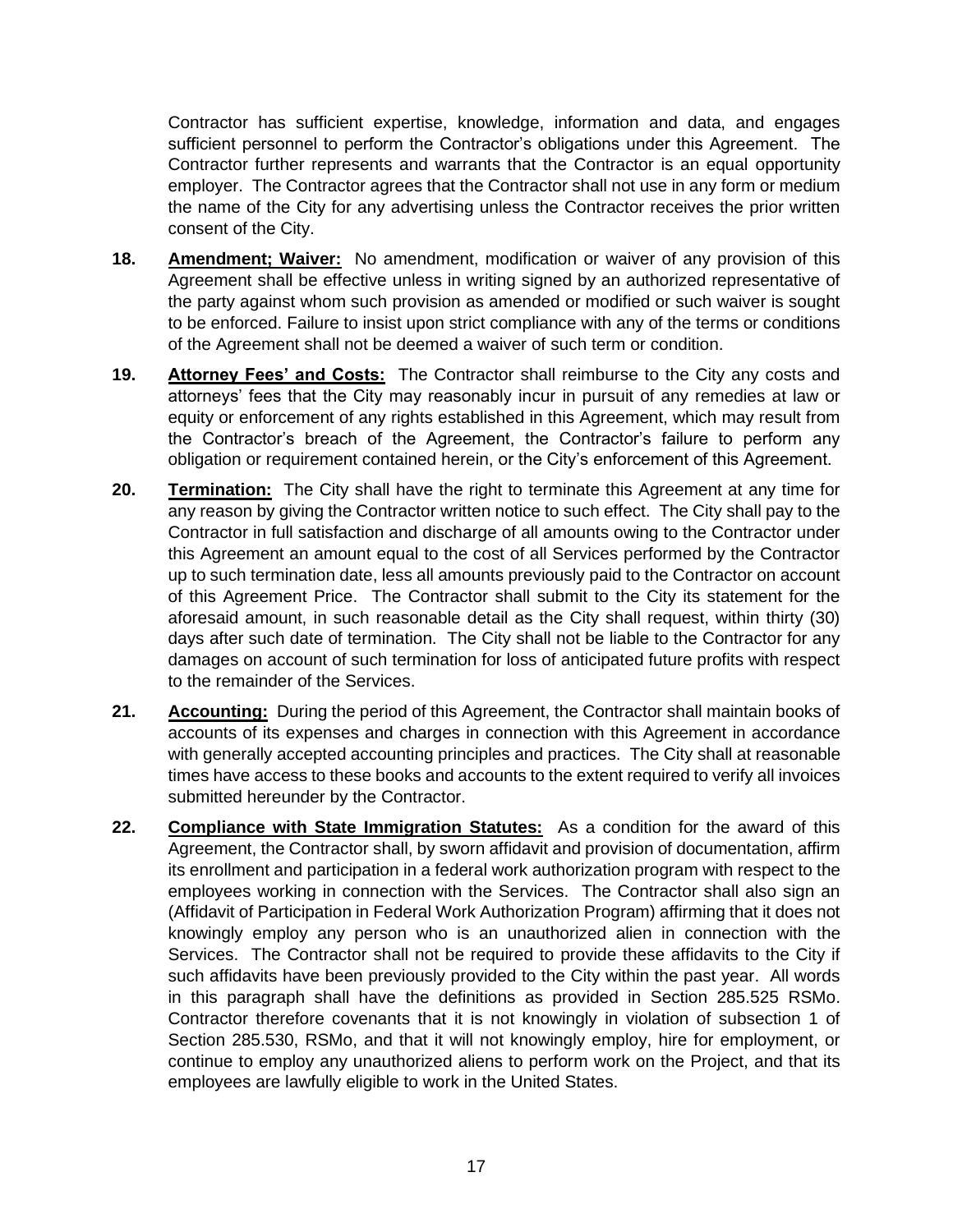Contractor has sufficient expertise, knowledge, information and data, and engages sufficient personnel to perform the Contractor's obligations under this Agreement. The Contractor further represents and warrants that the Contractor is an equal opportunity employer. The Contractor agrees that the Contractor shall not use in any form or medium the name of the City for any advertising unless the Contractor receives the prior written consent of the City.

**18.** **Amendment; Waiver:** No amendment, modification or waiver of any provision of this Agreement shall be effective unless in writing signed by an authorized representative of the party against whom such provision as amended or modified or such waiver is sought to be enforced. Failure to insist upon strict compliance with any of the terms or conditions of the Agreement shall not be deemed a waiver of such term or condition.

**19.** **Attorney Fees' and Costs:** The Contractor shall reimburse to the City any costs and attorneys' fees that the City may reasonably incur in pursuit of any remedies at law or equity or enforcement of any rights established in this Agreement, which may result from the Contractor's breach of the Agreement, the Contractor's failure to perform any obligation or requirement contained herein, or the City's enforcement of this Agreement.

**20.** **Termination:** The City shall have the right to terminate this Agreement at any time for any reason by giving the Contractor written notice to such effect. The City shall pay to the Contractor in full satisfaction and discharge of all amounts owing to the Contractor under this Agreement an amount equal to the cost of all Services performed by the Contractor up to such termination date, less all amounts previously paid to the Contractor on account of this Agreement Price. The Contractor shall submit to the City its statement for the aforesaid amount, in such reasonable detail as the City shall request, within thirty (30) days after such date of termination. The City shall not be liable to the Contractor for any damages on account of such termination for loss of anticipated future profits with respect to the remainder of the Services.

**21.** **Accounting:** During the period of this Agreement, the Contractor shall maintain books of accounts of its expenses and charges in connection with this Agreement in accordance with generally accepted accounting principles and practices. The City shall at reasonable times have access to these books and accounts to the extent required to verify all invoices submitted hereunder by the Contractor.

**22.** **Compliance with State Immigration Statutes:** As a condition for the award of this Agreement, the Contractor shall, by sworn affidavit and provision of documentation, affirm its enrollment and participation in a federal work authorization program with respect to the employees working in connection with the Services. The Contractor shall also sign an (Affidavit of Participation in Federal Work Authorization Program) affirming that it does not knowingly employ any person who is an unauthorized alien in connection with the Services. The Contractor shall not be required to provide these affidavits to the City if such affidavits have been previously provided to the City within the past year. All words in this paragraph shall have the definitions as provided in Section 285.525 RSMo. Contractor therefore covenants that it is not knowingly in violation of subsection 1 of Section 285.530, RSMo, and that it will not knowingly employ, hire for employment, or continue to employ any unauthorized aliens to perform work on the Project, and that its employees are lawfully eligible to work in the United States.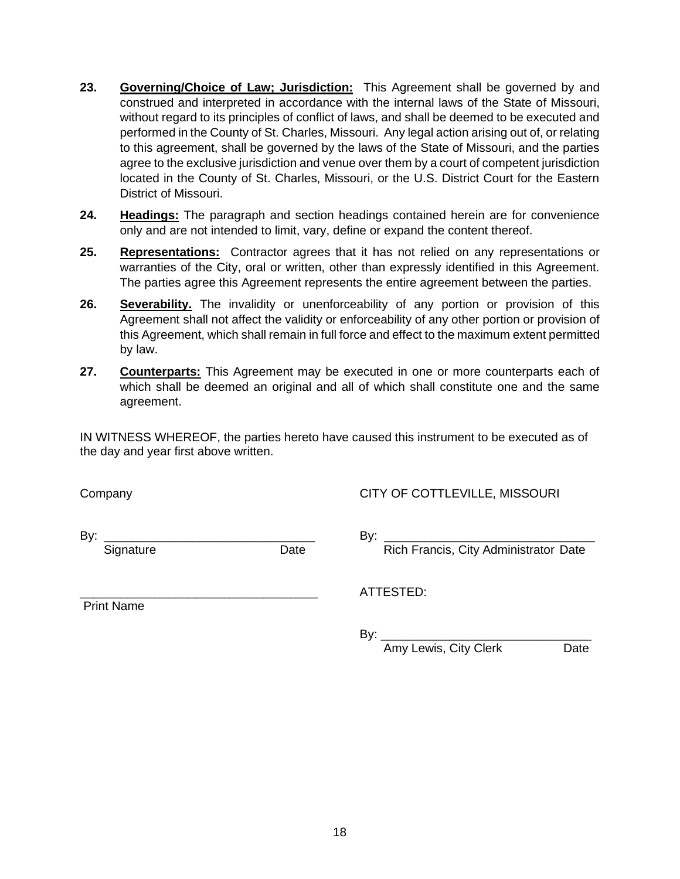**23.** **<u>Governing/Choice of Law; Jurisdiction:</u>** This Agreement shall be governed by and construed and interpreted in accordance with the internal laws of the State of Missouri, without regard to its principles of conflict of laws, and shall be deemed to be executed and performed in the County of St. Charles, Missouri. Any legal action arising out of, or relating to this agreement, shall be governed by the laws of the State of Missouri, and the parties agree to the exclusive jurisdiction and venue over them by a court of competent jurisdiction located in the County of St. Charles, Missouri, or the U.S. District Court for the Eastern District of Missouri.

**24.** **<u>Headings:</u>** The paragraph and section headings contained herein are for convenience only and are not intended to limit, vary, define or expand the content thereof.

**25.** **<u>Representations:</u>** Contractor agrees that it has not relied on any representations or warranties of the City, oral or written, other than expressly identified in this Agreement. The parties agree this Agreement represents the entire agreement between the parties.

**26.** **<u>Severability.</u>** The invalidity or unenforceability of any portion or provision of this Agreement shall not affect the validity or enforceability of any other portion or provision of this Agreement, which shall remain in full force and effect to the maximum extent permitted by law.

**27.** **<u>Counterparts:</u>** This Agreement may be executed in one or more counterparts each of which shall be deemed an original and all of which shall constitute one and the same agreement.

IN WITNESS WHEREOF, the parties hereto have caused this instrument to be executed as of the day and year first above written.

Company

By: _______________________________
Signature Date

___________________________________
Print Name

CITY OF COTTLEVILLE, MISSOURI

By: _______________________________
Rich Francis, City Administrator Date

ATTESTED:

By: _______________________________
Amy Lewis, City Clerk Date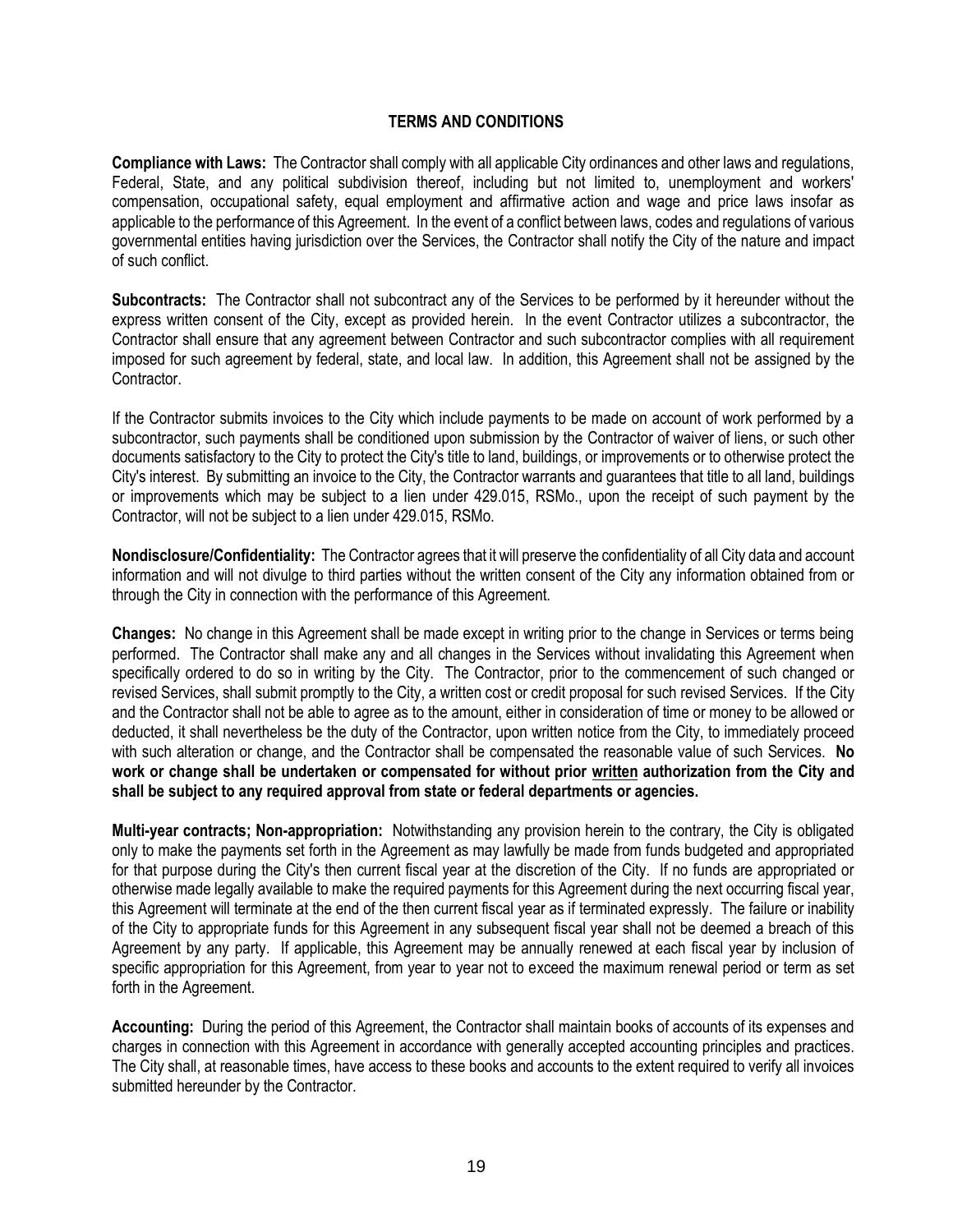## TERMS AND CONDITIONS

**Compliance with Laws:** The Contractor shall comply with all applicable City ordinances and other laws and regulations, Federal, State, and any political subdivision thereof, including but not limited to, unemployment and workers' compensation, occupational safety, equal employment and affirmative action and wage and price laws insofar as applicable to the performance of this Agreement. In the event of a conflict between laws, codes and regulations of various governmental entities having jurisdiction over the Services, the Contractor shall notify the City of the nature and impact of such conflict.

**Subcontracts:** The Contractor shall not subcontract any of the Services to be performed by it hereunder without the express written consent of the City, except as provided herein. In the event Contractor utilizes a subcontractor, the Contractor shall ensure that any agreement between Contractor and such subcontractor complies with all requirement imposed for such agreement by federal, state, and local law. In addition, this Agreement shall not be assigned by the Contractor.

If the Contractor submits invoices to the City which include payments to be made on account of work performed by a subcontractor, such payments shall be conditioned upon submission by the Contractor of waiver of liens, or such other documents satisfactory to the City to protect the City's title to land, buildings, or improvements or to otherwise protect the City's interest. By submitting an invoice to the City, the Contractor warrants and guarantees that title to all land, buildings or improvements which may be subject to a lien under 429.015, RSMo., upon the receipt of such payment by the Contractor, will not be subject to a lien under 429.015, RSMo.

**Nondisclosure/Confidentiality:** The Contractor agrees that it will preserve the confidentiality of all City data and account information and will not divulge to third parties without the written consent of the City any information obtained from or through the City in connection with the performance of this Agreement.

**Changes:** No change in this Agreement shall be made except in writing prior to the change in Services or terms being performed. The Contractor shall make any and all changes in the Services without invalidating this Agreement when specifically ordered to do so in writing by the City. The Contractor, prior to the commencement of such changed or revised Services, shall submit promptly to the City, a written cost or credit proposal for such revised Services. If the City and the Contractor shall not be able to agree as to the amount, either in consideration of time or money to be allowed or deducted, it shall nevertheless be the duty of the Contractor, upon written notice from the City, to immediately proceed with such alteration or change, and the Contractor shall be compensated the reasonable value of such Services. **No work or change shall be undertaken or compensated for without prior <u>written</u> authorization from the City and shall be subject to any required approval from state or federal departments or agencies.**

**Multi-year contracts; Non-appropriation:** Notwithstanding any provision herein to the contrary, the City is obligated only to make the payments set forth in the Agreement as may lawfully be made from funds budgeted and appropriated for that purpose during the City's then current fiscal year at the discretion of the City. If no funds are appropriated or otherwise made legally available to make the required payments for this Agreement during the next occurring fiscal year, this Agreement will terminate at the end of the then current fiscal year as if terminated expressly. The failure or inability of the City to appropriate funds for this Agreement in any subsequent fiscal year shall not be deemed a breach of this Agreement by any party. If applicable, this Agreement may be annually renewed at each fiscal year by inclusion of specific appropriation for this Agreement, from year to year not to exceed the maximum renewal period or term as set forth in the Agreement.

**Accounting:** During the period of this Agreement, the Contractor shall maintain books of accounts of its expenses and charges in connection with this Agreement in accordance with generally accepted accounting principles and practices. The City shall, at reasonable times, have access to these books and accounts to the extent required to verify all invoices submitted hereunder by the Contractor.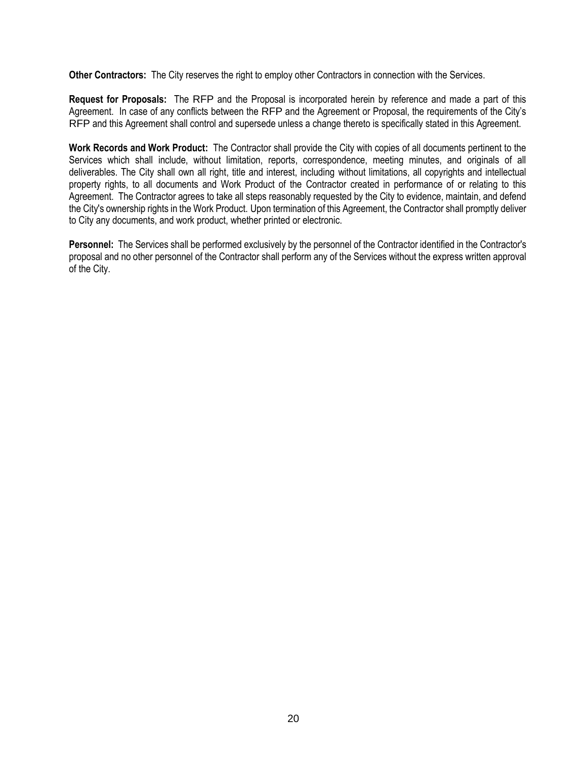**Other Contractors:** The City reserves the right to employ other Contractors in connection with the Services.

**Request for Proposals:** The RFP and the Proposal is incorporated herein by reference and made a part of this Agreement. In case of any conflicts between the RFP and the Agreement or Proposal, the requirements of the City's RFP and this Agreement shall control and supersede unless a change thereto is specifically stated in this Agreement.

**Work Records and Work Product:** The Contractor shall provide the City with copies of all documents pertinent to the Services which shall include, without limitation, reports, correspondence, meeting minutes, and originals of all deliverables. The City shall own all right, title and interest, including without limitations, all copyrights and intellectual property rights, to all documents and Work Product of the Contractor created in performance of or relating to this Agreement. The Contractor agrees to take all steps reasonably requested by the City to evidence, maintain, and defend the City's ownership rights in the Work Product. Upon termination of this Agreement, the Contractor shall promptly deliver to City any documents, and work product, whether printed or electronic.

**Personnel:** The Services shall be performed exclusively by the personnel of the Contractor identified in the Contractor's proposal and no other personnel of the Contractor shall perform any of the Services without the express written approval of the City.